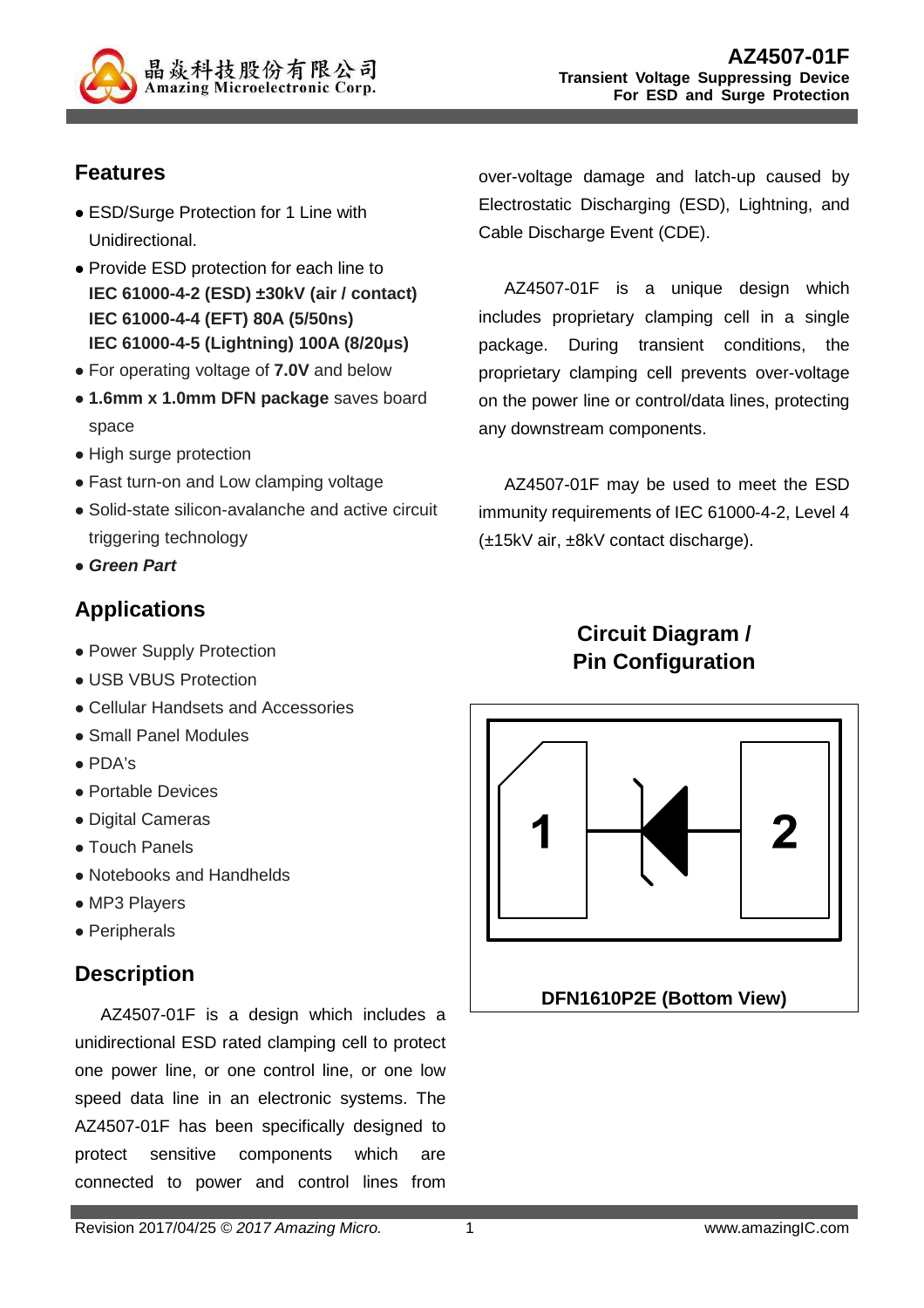# AZ4507-01F

**Transient Voltage Suppressing Device For ESD and Surge Protection**

## Features

- ESD/Surge Protection for 1 Line with Unidirectional.
- Provide ESD protection for each line to **IEC 61000-4-2 (ESD) ±30kV (air / contact)** **IEC 61000-4-4 (EFT) 80A (5/50ns)** **IEC 61000-4-5 (Lightning) 100A (8/20μs)**
- For operating voltage of **7.0V** and below
- **1.6mm x 1.0mm DFN package** saves board space
- High surge protection
- Fast turn-on and Low clamping voltage
- Solid-state silicon-avalanche and active circuit triggering technology
- ***Green Part***

## Applications

- Power Supply Protection
- USB VBUS Protection
- Cellular Handsets and Accessories
- Small Panel Modules
- PDA's
- Portable Devices
- Digital Cameras
- Touch Panels
- Notebooks and Handhelds
- MP3 Players
- Peripherals

## Description

AZ4507-01F is a design which includes a unidirectional ESD rated clamping cell to protect one power line, or one control line, or one low speed data line in an electronic systems. The AZ4507-01F has been specifically designed to protect sensitive components which are connected to power and control lines from over-voltage damage and latch-up caused by Electrostatic Discharging (ESD), Lightning, and Cable Discharge Event (CDE).

AZ4507-01F is a unique design which includes proprietary clamping cell in a single package. During transient conditions, the proprietary clamping cell prevents over-voltage on the power line or control/data lines, protecting any downstream components.

AZ4507-01F may be used to meet the ESD immunity requirements of IEC 61000-4-2, Level 4 (±15kV air, ±8kV contact discharge).

## Circuit Diagram / Pin Configuration

1 2

DFN1610P2E (Bottom View)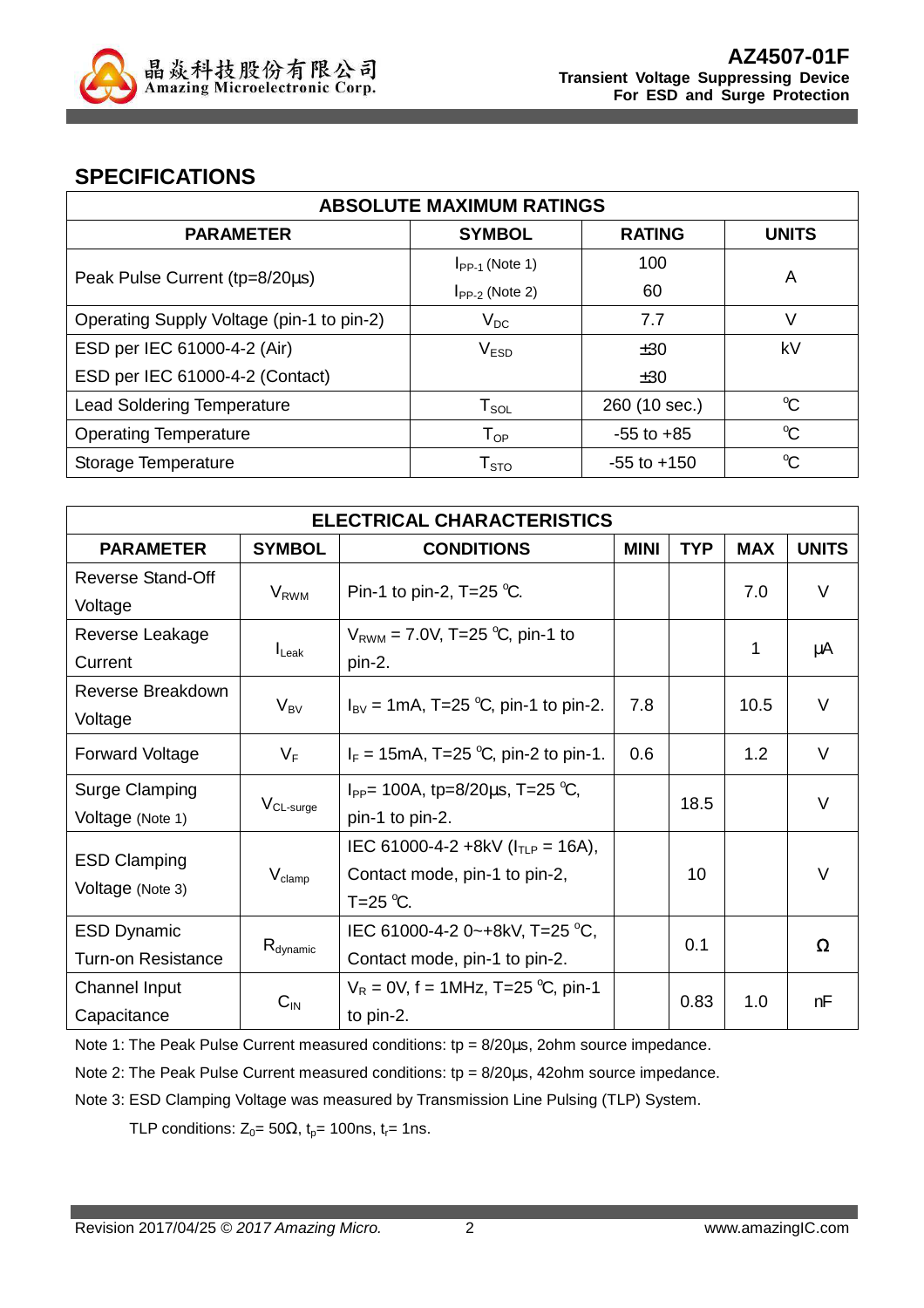## SPECIFICATIONS

| ABSOLUTE MAXIMUM RATINGS | | | |
|---|---|---|---|
| **PARAMETER** | **SYMBOL** | **RATING** | **UNITS** |
| Peak Pulse Current (tp=8/20µs) | $I_{PP-1}$ (Note 1) | 100 | A |
| | $I_{PP-2}$ (Note 2) | 60 | |
| Operating Supply Voltage (pin-1 to pin-2) | $V_{DC}$ | 7.7 | V |
| ESD per IEC 61000-4-2 (Air) | $V_{ESD}$ | ±30 | kV |
| ESD per IEC 61000-4-2 (Contact) | | ±30 | |
| Lead Soldering Temperature | $T_{SOL}$ | 260 (10 sec.) | ℃ |
| Operating Temperature | $T_{OP}$ | -55 to +85 | ℃ |
| Storage Temperature | $T_{STO}$ | -55 to +150 | ℃ |

| ELECTRICAL CHARACTERISTICS | | | | | | |
|---|---|---|---|---|---|---|
| **PARAMETER** | **SYMBOL** | **CONDITIONS** | **MINI** | **TYP** | **MAX** | **UNITS** |
| Reverse Stand-Off Voltage | $V_{RWM}$ | Pin-1 to pin-2, T=25 ℃. | | | 7.0 | V |
| Reverse Leakage Current | $I_{Leak}$ | $V_{RWM}$ = 7.0V, T=25 ℃, pin-1 to pin-2. | | | 1 | µA |
| Reverse Breakdown Voltage | $V_{BV}$ | $I_{BV}$ = 1mA, T=25 ℃, pin-1 to pin-2. | 7.8 | | 10.5 | V |
| Forward Voltage | $V_F$ | $I_F$ = 15mA, T=25 ℃, pin-2 to pin-1. | 0.6 | | 1.2 | V |
| Surge Clamping Voltage (Note 1) | $V_{CL-surge}$ | $I_{PP}$= 100A, tp=8/20µs, T=25 ℃, pin-1 to pin-2. | | 18.5 | | V |
| ESD Clamping Voltage (Note 3) | $V_{clamp}$ | IEC 61000-4-2 +8kV ($I_{TLP}$ = 16A), Contact mode, pin-1 to pin-2, T=25 ℃. | | 10 | | V |
| ESD Dynamic Turn-on Resistance | $R_{dynamic}$ | IEC 61000-4-2 0~+8kV, T=25 ℃, Contact mode, pin-1 to pin-2. | | 0.1 | | Ω |
| Channel Input Capacitance | $C_{IN}$ | $V_R$ = 0V, f = 1MHz, T=25 ℃, pin-1 to pin-2. | | 0.83 | 1.0 | nF |

Note 1: The Peak Pulse Current measured conditions: tp = 8/20µs, 2ohm source impedance.

Note 2: The Peak Pulse Current measured conditions: tp = 8/20µs, 42ohm source impedance.

Note 3: ESD Clamping Voltage was measured by Transmission Line Pulsing (TLP) System.

TLP conditions: $Z_0$= 50Ω, $t_p$= 100ns, $t_r$= 1ns.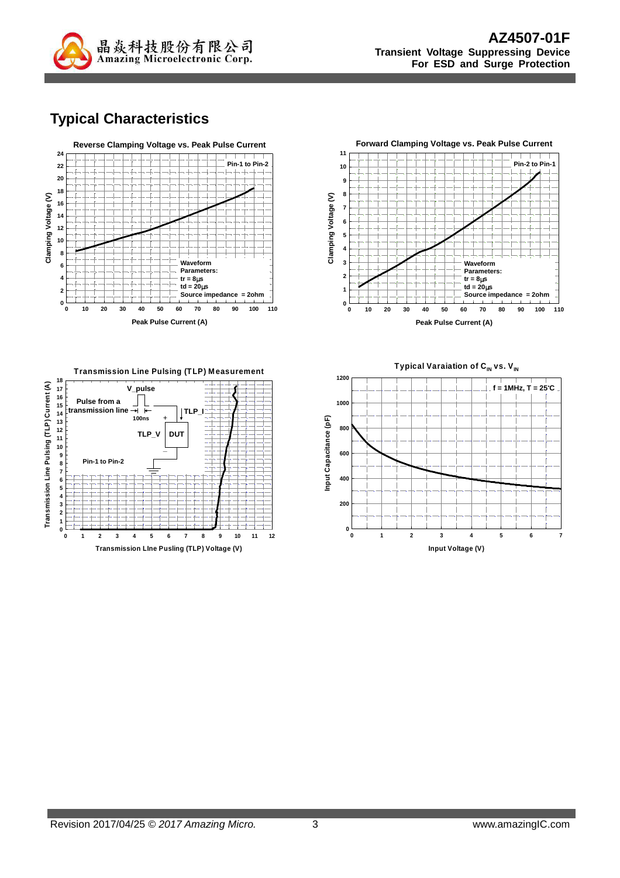## Typical Characteristics

**Reverse Clamping Voltage vs. Peak Pulse Current**

Pin-1 to Pin-2

Waveform Parameters:
tr = 8μs
td = 20μs
Source impedance = 2ohm

Clamping Voltage (V)

Peak Pulse Current (A)

**Forward Clamping Voltage vs. Peak Pulse Current**

Pin-2 to Pin-1

Waveform Parameters:
tr = 8μs
td = 20μs
Source impedance = 2ohm

Clamping Voltage (V)

Peak Pulse Current (A)

**Transmission Line Pulsing (TLP) Measurement**

V_pulse

Pulse from a transmission line

100ns

TLP_I

TLP_V

DUT

Pin-1 to Pin-2

Transmission Line Pulsing (TLP) Current (A)

Transmission LIne Pusling (TLP) Voltage (V)

**Typical Varaiation of $C_{IN}$ vs. $V_{IN}$**

f = 1MHz, T = 25°C

Input Capacitance (pF)

Input Voltage (V)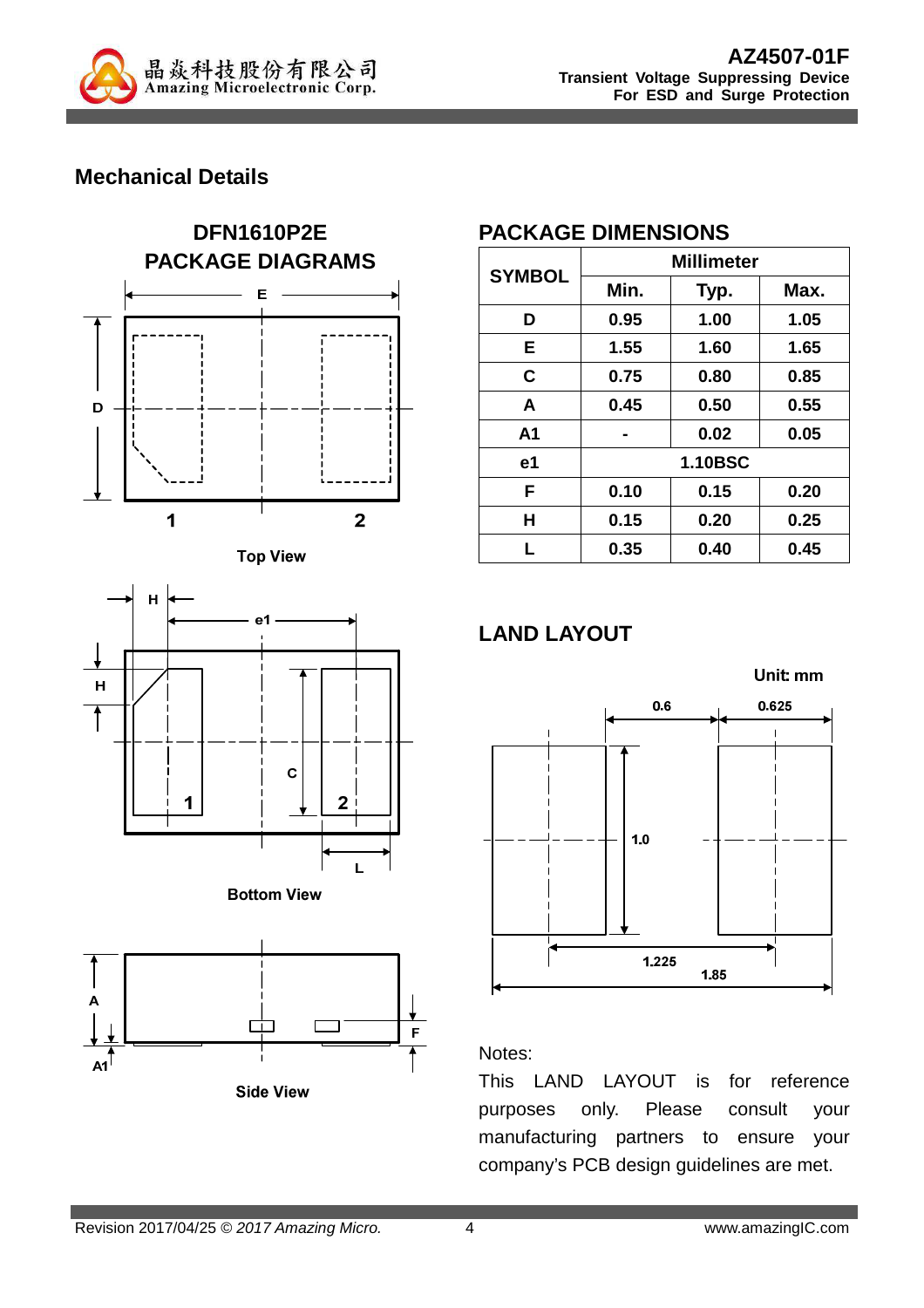## Mechanical Details

### DFN1610P2E PACKAGE DIAGRAMS

Top View

Bottom View

Side View

### PACKAGE DIMENSIONS

| SYMBOL | Millimeter | | |
|---|---|---|---|
| | Min. | Typ. | Max. |
| D | 0.95 | 1.00 | 1.05 |
| E | 1.55 | 1.60 | 1.65 |
| C | 0.75 | 0.80 | 0.85 |
| A | 0.45 | 0.50 | 0.55 |
| A1 | - | 0.02 | 0.05 |
| e1 | 1.10BSC | | |
| F | 0.10 | 0.15 | 0.20 |
| H | 0.15 | 0.20 | 0.25 |
| L | 0.35 | 0.40 | 0.45 |

### LAND LAYOUT

Unit: mm

Notes:

This LAND LAYOUT is for reference purposes only. Please consult your manufacturing partners to ensure your company's PCB design guidelines are met.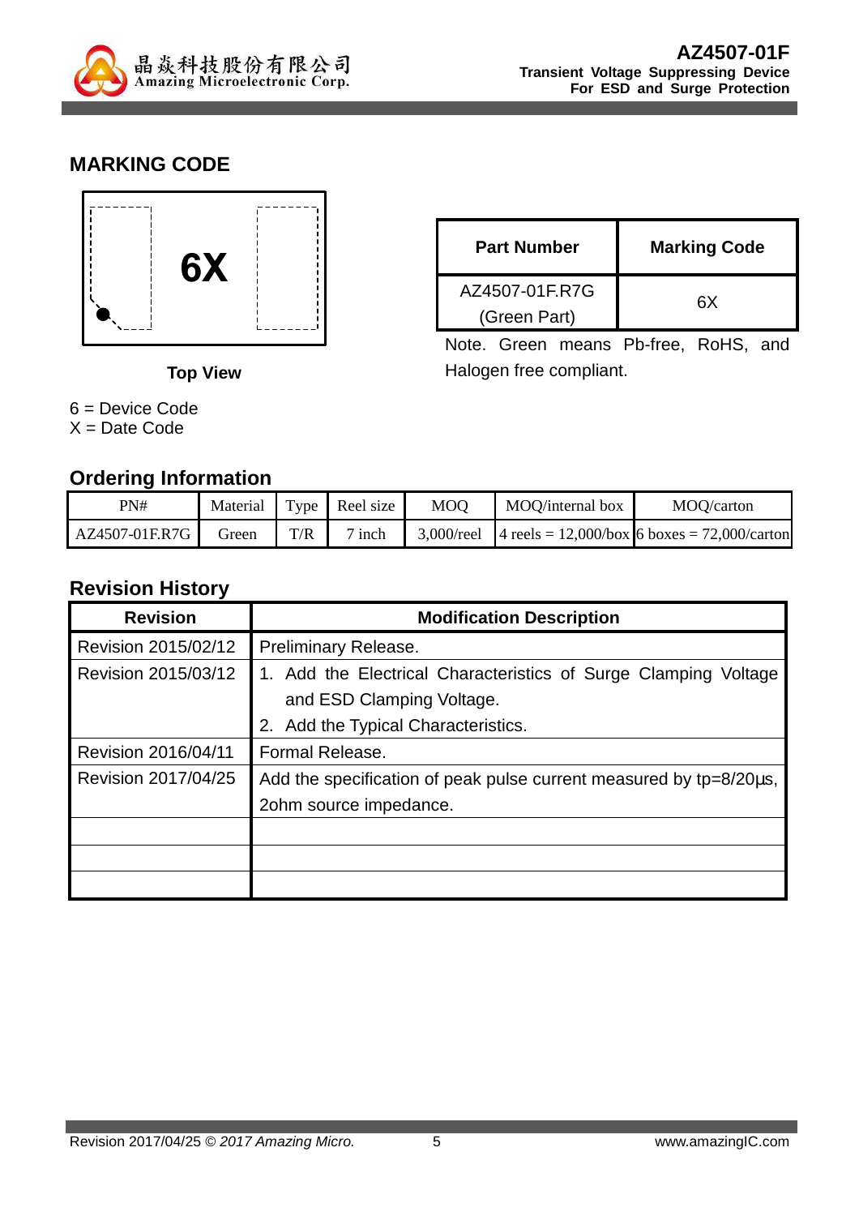## MARKING CODE

6X

**Top View**

6 = Device Code
X = Date Code

| Part Number | Marking Code |
|---|---|
| AZ4507-01F.R7G (Green Part) | 6X |

Note. Green means Pb-free, RoHS, and Halogen free compliant.

## Ordering Information

| PN# | Material | Type | Reel size | MOQ | MOQ/internal box | MOQ/carton |
|---|---|---|---|---|---|---|
| AZ4507-01F.R7G | Green | T/R | 7 inch | 3,000/reel | 4 reels = 12,000/box | 6 boxes = 72,000/carton |

## Revision History

| Revision | Modification Description |
|---|---|
| Revision 2015/02/12 | Preliminary Release. |
| Revision 2015/03/12 | 1. Add the Electrical Characteristics of Surge Clamping Voltage and ESD Clamping Voltage.<br>2. Add the Typical Characteristics. |
| Revision 2016/04/11 | Formal Release. |
| Revision 2017/04/25 | Add the specification of peak pulse current measured by tp=8/20μs, 2ohm source impedance. |
| | |
| | |
| | |